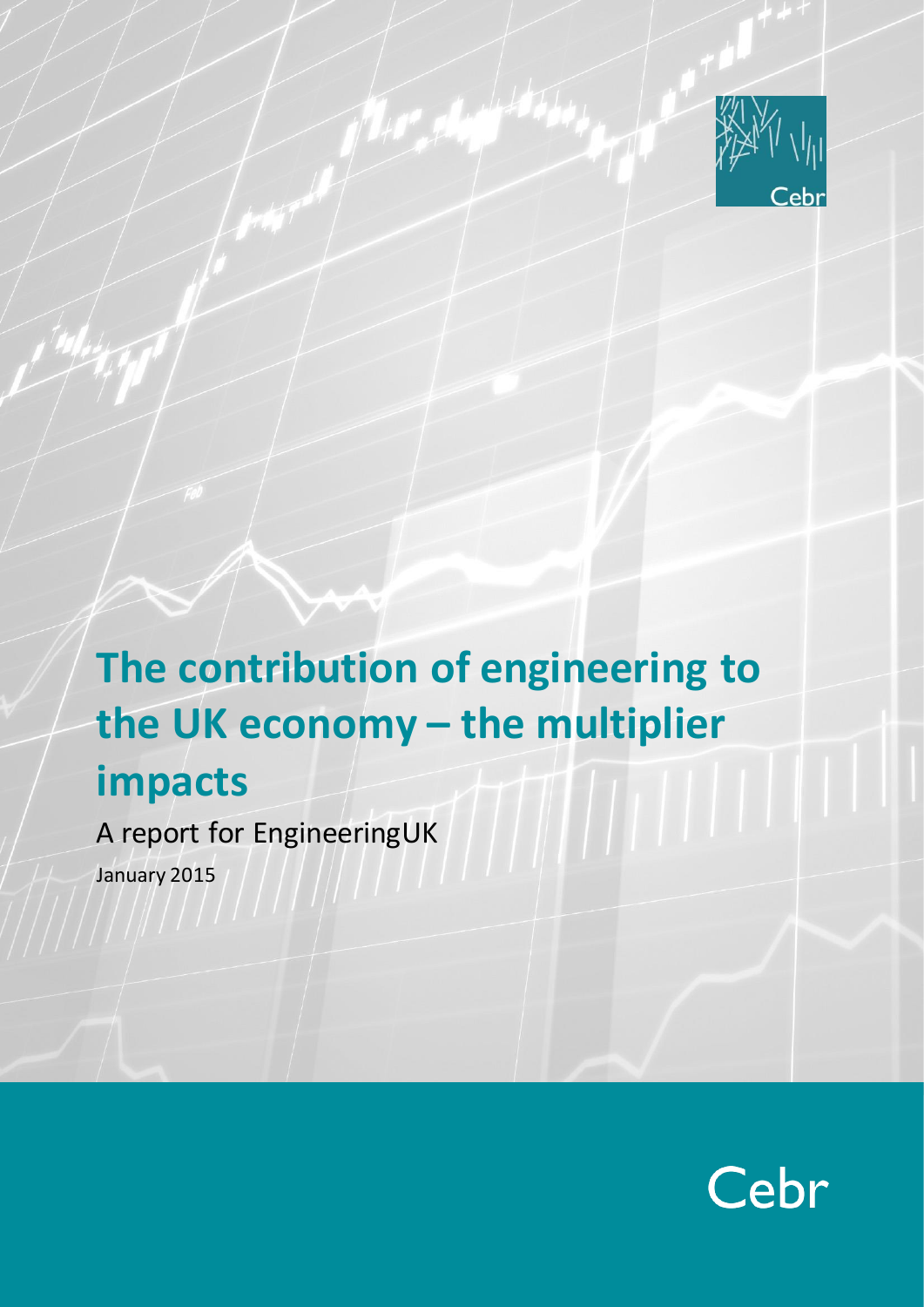# The contribution of engineering to the UK economy – the multiplier impacts

A report for EngineeringUK

January 2015

Cebr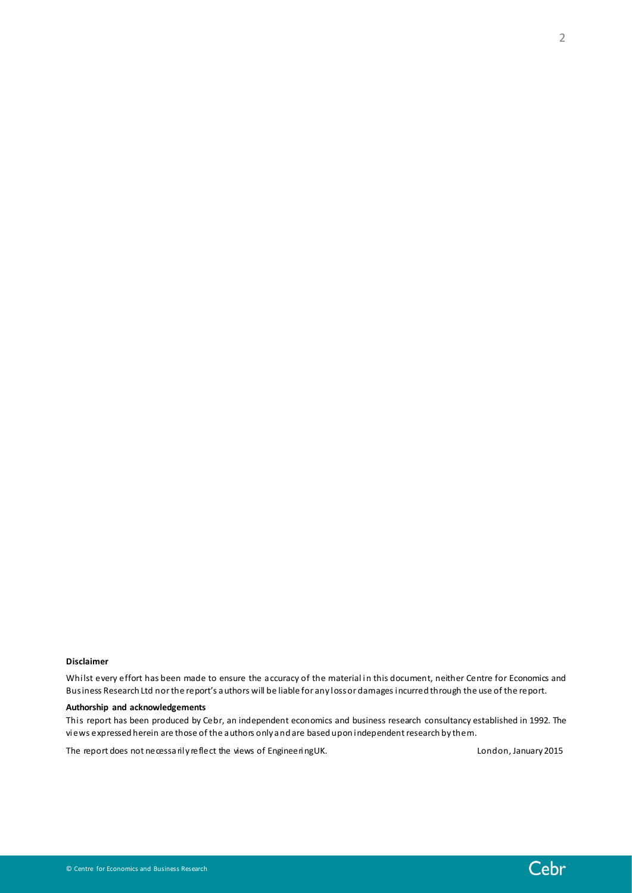**Disclaimer**

Whilst every effort has been made to ensure the accuracy of the material in this document, neither Centre for Economics and Business Research Ltd nor the report's authors will be liable for any loss or damages incurred through the use of the report.

**Authorship and acknowledgements**

This report has been produced by Cebr, an independent economics and business research consultancy established in 1992. The views expressed herein are those of the authors only and are based upon independent research by them.

The report does not necessarily reflect the views of EngineeringUK.

London, January 2015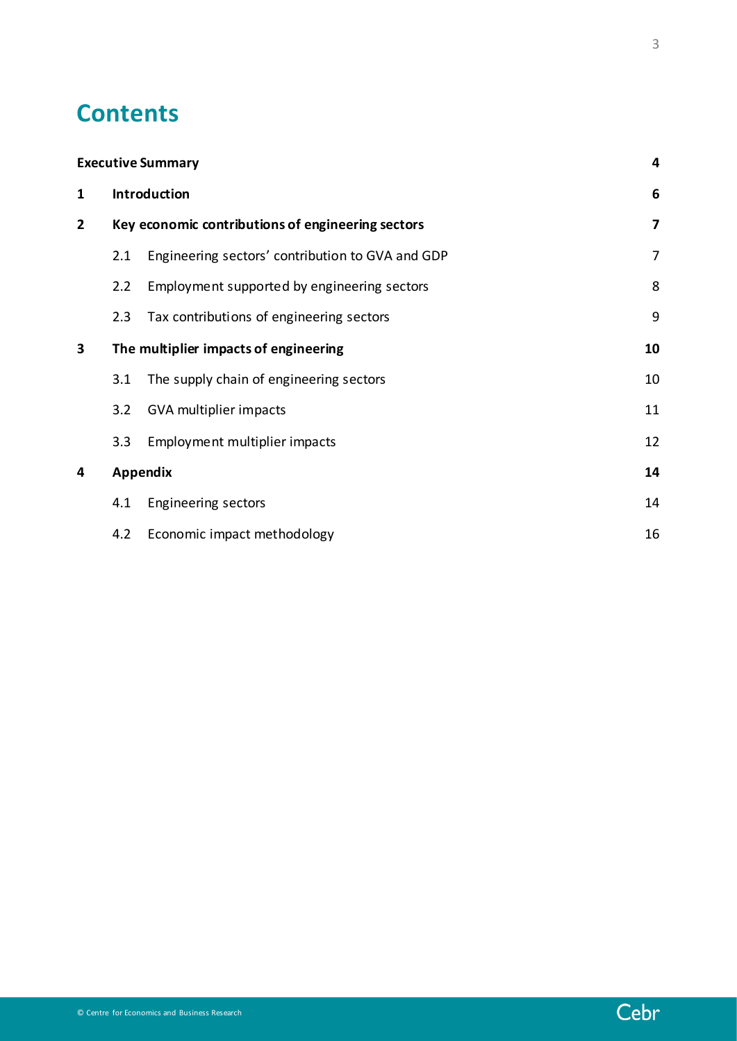# Contents

| | | | |
|---|---|---|---|
| **Executive Summary** | | | **4** |
| **1** | **Introduction** | | **6** |
| **2** | **Key economic contributions of engineering sectors** | | **7** |
| | 2.1 | Engineering sectors' contribution to GVA and GDP | 7 |
| | 2.2 | Employment supported by engineering sectors | 8 |
| | 2.3 | Tax contributions of engineering sectors | 9 |
| **3** | **The multiplier impacts of engineering** | | **10** |
| | 3.1 | The supply chain of engineering sectors | 10 |
| | 3.2 | GVA multiplier impacts | 11 |
| | 3.3 | Employment multiplier impacts | 12 |
| **4** | **Appendix** | | **14** |
| | 4.1 | Engineering sectors | 14 |
| | 4.2 | Economic impact methodology | 16 |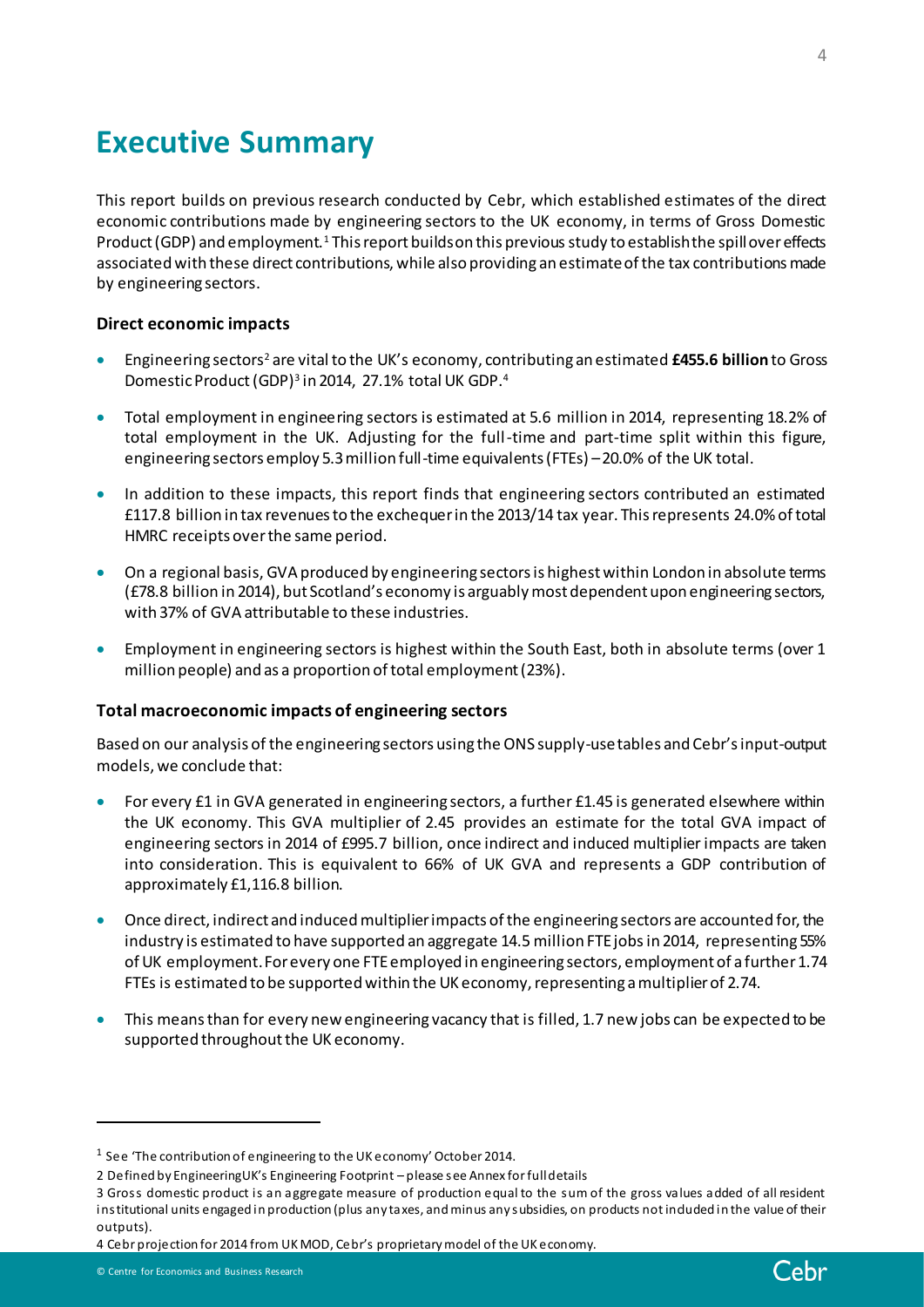# Executive Summary

This report builds on previous research conducted by Cebr, which established estimates of the direct economic contributions made by engineering sectors to the UK economy, in terms of Gross Domestic Product (GDP) and employment.[1] This report builds on this previous study to establish the spillover effects associated with these direct contributions, while also providing an estimate of the tax contributions made by engineering sectors.

### Direct economic impacts

- Engineering sectors[2] are vital to the UK's economy, contributing an estimated **£455.6 billion** to Gross Domestic Product (GDP)[3] in 2014, 27.1% total UK GDP.[4]
- Total employment in engineering sectors is estimated at 5.6 million in 2014, representing 18.2% of total employment in the UK. Adjusting for the full-time and part-time split within this figure, engineering sectors employ 5.3 million full-time equivalents (FTEs) – 20.0% of the UK total.
- In addition to these impacts, this report finds that engineering sectors contributed an estimated £117.8 billion in tax revenues to the exchequer in the 2013/14 tax year. This represents 24.0% of total HMRC receipts over the same period.
- On a regional basis, GVA produced by engineering sectors is highest within London in absolute terms (£78.8 billion in 2014), but Scotland's economy is arguably most dependent upon engineering sectors, with 37% of GVA attributable to these industries.
- Employment in engineering sectors is highest within the South East, both in absolute terms (over 1 million people) and as a proportion of total employment (23%).

### Total macroeconomic impacts of engineering sectors

Based on our analysis of the engineering sectors using the ONS supply-use tables and Cebr's input-output models, we conclude that:

- For every £1 in GVA generated in engineering sectors, a further £1.45 is generated elsewhere within the UK economy. This GVA multiplier of 2.45 provides an estimate for the total GVA impact of engineering sectors in 2014 of £995.7 billion, once indirect and induced multiplier impacts are taken into consideration. This is equivalent to 66% of UK GVA and represents a GDP contribution of approximately £1,116.8 billion.
- Once direct, indirect and induced multiplier impacts of the engineering sectors are accounted for, the industry is estimated to have supported an aggregate 14.5 million FTE jobs in 2014, representing 55% of UK employment. For every one FTE employed in engineering sectors, employment of a further 1.74 FTEs is estimated to be supported within the UK economy, representing a multiplier of 2.74.
- This means than for every new engineering vacancy that is filled, 1.7 new jobs can be expected to be supported throughout the UK economy.

---

[1] See 'The contribution of engineering to the UK economy' October 2014.

[2] Defined by EngineeringUK's Engineering Footprint – please see Annex for full details

[3] Gross domestic product is an aggregate measure of production equal to the sum of the gross values added of all resident institutional units engaged in production (plus any taxes, and minus any subsidies, on products not included in the value of their outputs).

[4] Cebr projection for 2014 from UK MOD, Cebr's proprietary model of the UK economy.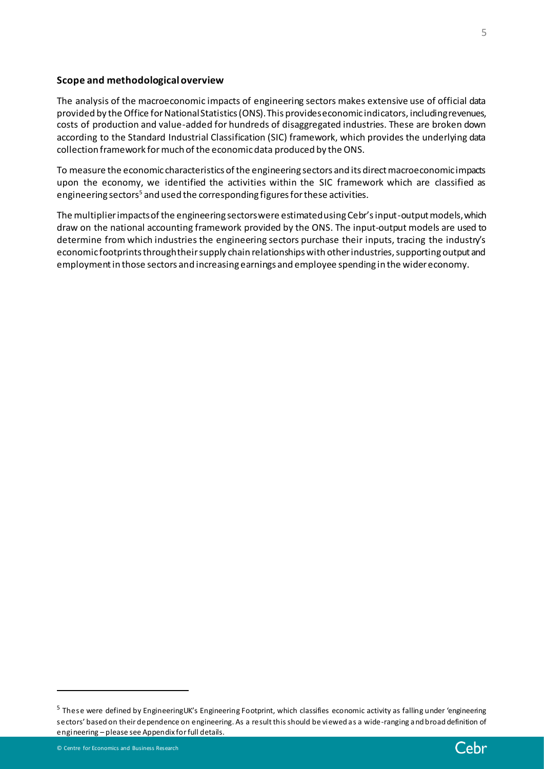### Scope and methodological overview

The analysis of the macroeconomic impacts of engineering sectors makes extensive use of official data provided by the Office for National Statistics (ONS). This provides economic indicators, including revenues, costs of production and value-added for hundreds of disaggregated industries. These are broken down according to the Standard Industrial Classification (SIC) framework, which provides the underlying data collection framework for much of the economic data produced by the ONS.

To measure the economic characteristics of the engineering sectors and its direct macroeconomic impacts upon the economy, we identified the activities within the SIC framework which are classified as engineering sectors[5] and used the corresponding figures for these activities.

The multiplier impacts of the engineering sectors were estimated using Cebr's input-output models, which draw on the national accounting framework provided by the ONS. The input-output models are used to determine from which industries the engineering sectors purchase their inputs, tracing the industry's economic footprints through their supply chain relationships with other industries, supporting output and employment in those sectors and increasing earnings and employee spending in the wider economy.

---

[5] These were defined by EngineeringUK's Engineering Footprint, which classifies economic activity as falling under 'engineering sectors' based on their dependence on engineering. As a result this should be viewed as a wide-ranging and broad definition of engineering – please see Appendix for full details.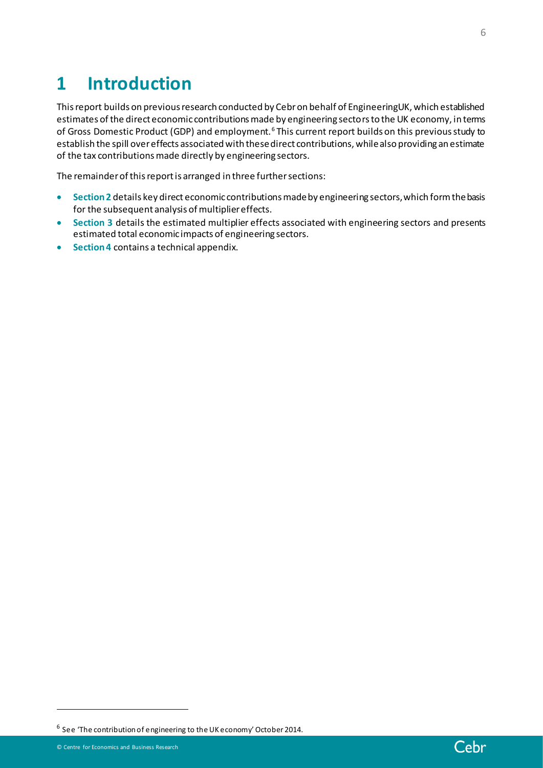# 1 Introduction

This report builds on previous research conducted by Cebr on behalf of EngineeringUK, which established estimates of the direct economic contributions made by engineering sectors to the UK economy, in terms of Gross Domestic Product (GDP) and employment.[6] This current report builds on this previous study to establish the spill over effects associated with these direct contributions, while also providing an estimate of the tax contributions made directly by engineering sectors.

The remainder of this report is arranged in three further sections:

- **Section 2** details key direct economic contributions made by engineering sectors, which form the basis for the subsequent analysis of multiplier effects.
- **Section 3** details the estimated multiplier effects associated with engineering sectors and presents estimated total economic impacts of engineering sectors.
- **Section 4** contains a technical appendix.

[6] See 'The contribution of engineering to the UK economy' October 2014.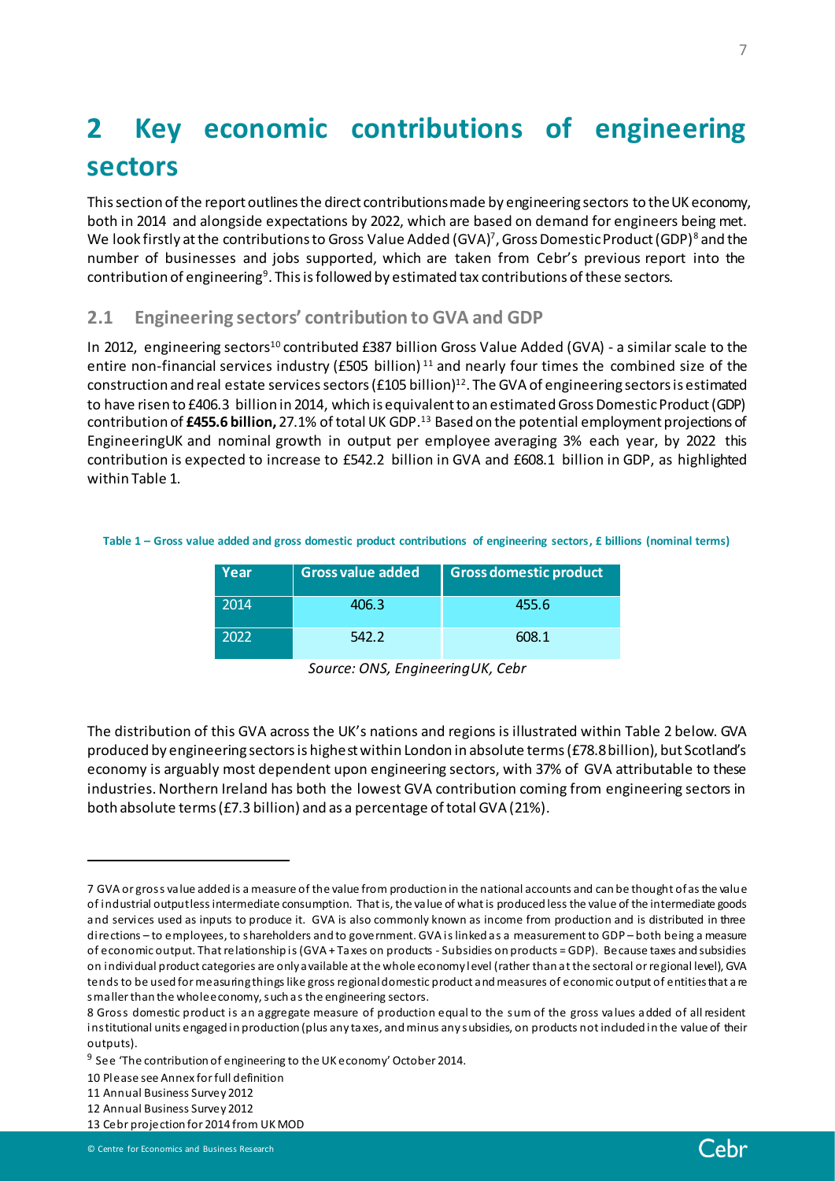# 2 Key economic contributions of engineering sectors

This section of the report outlines the direct contributions made by engineering sectors to the UK economy, both in 2014 and alongside expectations by 2022, which are based on demand for engineers being met. We look firstly at the contributions to Gross Value Added (GVA)[7], Gross Domestic Product (GDP)[8] and the number of businesses and jobs supported, which are taken from Cebr's previous report into the contribution of engineering[9]. This is followed by estimated tax contributions of these sectors.

## 2.1 Engineering sectors' contribution to GVA and GDP

In 2012, engineering sectors[10] contributed £387 billion Gross Value Added (GVA) - a similar scale to the entire non-financial services industry (£505 billion)[11] and nearly four times the combined size of the construction and real estate services sectors (£105 billion)[12]. The GVA of engineering sectors is estimated to have risen to £406.3 billion in 2014, which is equivalent to an estimated Gross Domestic Product (GDP) contribution of **£455.6 billion,** 27.1% of total UK GDP.[13] Based on the potential employment projections of EngineeringUK and nominal growth in output per employee averaging 3% each year, by 2022 this contribution is expected to increase to £542.2 billion in GVA and £608.1 billion in GDP, as highlighted within Table 1.

**Table 1 – Gross value added and gross domestic product contributions of engineering sectors, £ billions (nominal terms)**

| Year | Gross value added | Gross domestic product |
|---|---|---|
| 2014 | 406.3 | 455.6 |
| 2022 | 542.2 | 608.1 |

*Source: ONS, EngineeringUK, Cebr*

The distribution of this GVA across the UK's nations and regions is illustrated within Table 2 below. GVA produced by engineering sectors is highest within London in absolute terms (£78.8 billion), but Scotland's economy is arguably most dependent upon engineering sectors, with 37% of GVA attributable to these industries. Northern Ireland has both the lowest GVA contribution coming from engineering sectors in both absolute terms (£7.3 billion) and as a percentage of total GVA (21%).

---

7 GVA or gross value added is a measure of the value from production in the national accounts and can be thought of as the value of industrial output less intermediate consumption. That is, the value of what is produced less the value of the intermediate goods and services used as inputs to produce it. GVA is also commonly known as income from production and is distributed in three directions – to employees, to shareholders and to government. GVA is linked as a measurement to GDP – both being a measure of economic output. That relationship is (GVA + Taxes on products - Subsidies on products = GDP). Because taxes and subsidies on individual product categories are only available at the whole economy level (rather than at the sectoral or regional level), GVA tends to be used for measuring things like gross regional domestic product and measures of economic output of entities that are smaller than the whole economy, such as the engineering sectors.

8 Gross domestic product is an aggregate measure of production equal to the sum of the gross values added of all resident institutional units engaged in production (plus any taxes, and minus any subsidies, on products not included in the value of their outputs).

9 See 'The contribution of engineering to the UK economy' October 2014.

10 Please see Annex for full definition

11 Annual Business Survey 2012

12 Annual Business Survey 2012

13 Cebr projection for 2014 from UK MOD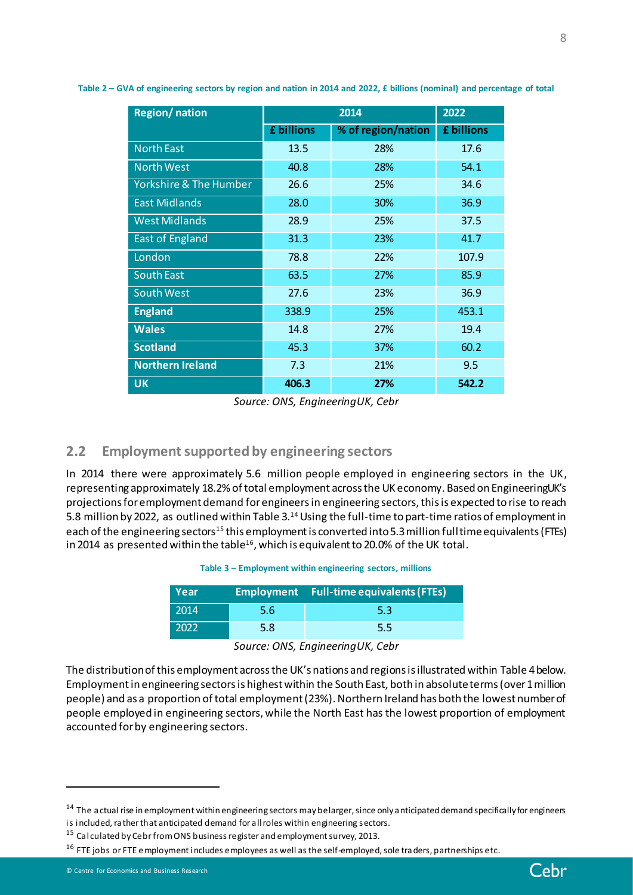**Table 2 – GVA of engineering sectors by region and nation in 2014 and 2022, £ billions (nominal) and percentage of total**

| Region/ nation | 2014 | | 2022 |
|---|---|---|---|
| | £ billions | % of region/nation | £ billions |
| North East | 13.5 | 28% | 17.6 |
| North West | 40.8 | 28% | 54.1 |
| Yorkshire & The Humber | 26.6 | 25% | 34.6 |
| East Midlands | 28.0 | 30% | 36.9 |
| West Midlands | 28.9 | 25% | 37.5 |
| East of England | 31.3 | 23% | 41.7 |
| London | 78.8 | 22% | 107.9 |
| South East | 63.5 | 27% | 85.9 |
| South West | 27.6 | 23% | 36.9 |
| **England** | 338.9 | 25% | 453.1 |
| **Wales** | 14.8 | 27% | 19.4 |
| **Scotland** | 45.3 | 37% | 60.2 |
| **Northern Ireland** | 7.3 | 21% | 9.5 |
| **UK** | **406.3** | **27%** | **542.2** |

*Source: ONS, EngineeringUK, Cebr*

## 2.2 Employment supported by engineering sectors

In 2014 there were approximately 5.6 million people employed in engineering sectors in the UK, representing approximately 18.2% of total employment across the UK economy. Based on EngineeringUK's projections for employment demand for engineers in engineering sectors, this is expected to rise to reach 5.8 million by 2022, as outlined within Table 3.[14] Using the full-time to part-time ratios of employment in each of the engineering sectors[15] this employment is converted into 5.3 million full time equivalents (FTEs) in 2014 as presented within the table[16], which is equivalent to 20.0% of the UK total.

**Table 3 – Employment within engineering sectors, millions**

| Year | Employment | Full-time equivalents (FTEs) |
|---|---|---|
| 2014 | 5.6 | 5.3 |
| 2022 | 5.8 | 5.5 |

*Source: ONS, EngineeringUK, Cebr*

The distribution of this employment across the UK's nations and regions is illustrated within Table 4 below. Employment in engineering sectors is highest within the South East, both in absolute terms (over 1 million people) and as a proportion of total employment (23%). Northern Ireland has both the lowest number of people employed in engineering sectors, while the North East has the lowest proportion of employment accounted for by engineering sectors.

---

[14] The actual rise in employment within engineering sectors may be larger, since only anticipated demand specifically for engineers is included, rather that anticipated demand for all roles within engineering sectors.

[15] Calculated by Cebr from ONS business register and employment survey, 2013.

[16] FTE jobs or FTE employment includes employees as well as the self-employed, sole traders, partnerships etc.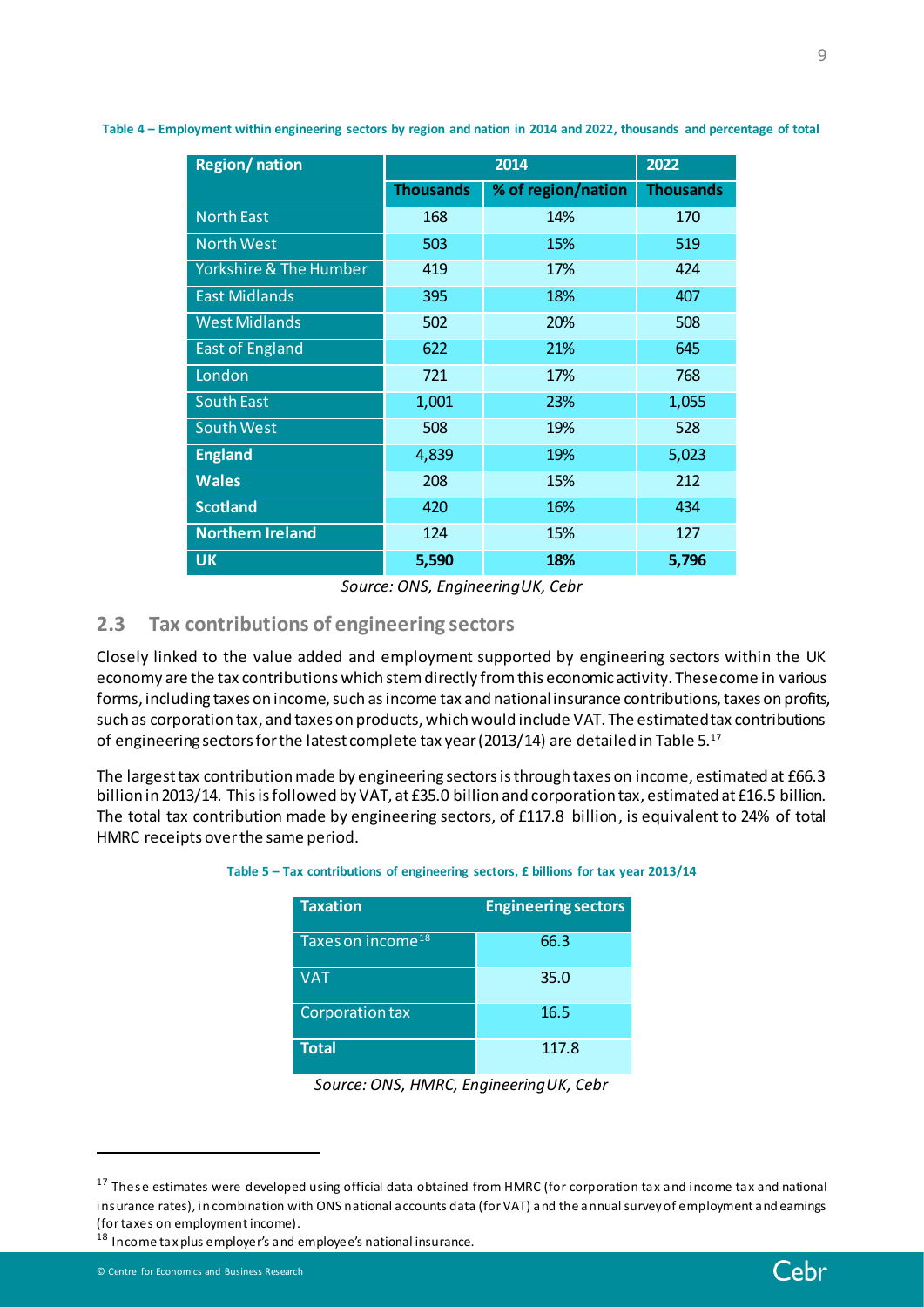**Table 4 – Employment within engineering sectors by region and nation in 2014 and 2022, thousands and percentage of total**

| Region/ nation | 2014 | | 2022 |
|---|---|---|---|
| | Thousands | % of region/nation | Thousands |
| North East | 168 | 14% | 170 |
| North West | 503 | 15% | 519 |
| Yorkshire & The Humber | 419 | 17% | 424 |
| East Midlands | 395 | 18% | 407 |
| West Midlands | 502 | 20% | 508 |
| East of England | 622 | 21% | 645 |
| London | 721 | 17% | 768 |
| South East | 1,001 | 23% | 1,055 |
| South West | 508 | 19% | 528 |
| **England** | 4,839 | 19% | 5,023 |
| **Wales** | 208 | 15% | 212 |
| **Scotland** | 420 | 16% | 434 |
| **Northern Ireland** | 124 | 15% | 127 |
| **UK** | **5,590** | **18%** | **5,796** |

*Source: ONS, EngineeringUK, Cebr*

## 2.3 Tax contributions of engineering sectors

Closely linked to the value added and employment supported by engineering sectors within the UK economy are the tax contributions which stem directly from this economic activity. These come in various forms, including taxes on income, such as income tax and national insurance contributions, taxes on profits, such as corporation tax, and taxes on products, which would include VAT. The estimated tax contributions of engineering sectors for the latest complete tax year (2013/14) are detailed in Table 5.[17]

The largest tax contribution made by engineering sectors is through taxes on income, estimated at £66.3 billion in 2013/14. This is followed by VAT, at £35.0 billion and corporation tax, estimated at £16.5 billion. The total tax contribution made by engineering sectors, of £117.8 billion, is equivalent to 24% of total HMRC receipts over the same period.

**Table 5 – Tax contributions of engineering sectors, £ billions for tax year 2013/14**

| Taxation | Engineering sectors |
|---|---|
| Taxes on income[18] | 66.3 |
| VAT | 35.0 |
| Corporation tax | 16.5 |
| **Total** | 117.8 |

*Source: ONS, HMRC, EngineeringUK, Cebr*

[17] These estimates were developed using official data obtained from HMRC (for corporation tax and income tax and national insurance rates), in combination with ONS national accounts data (for VAT) and the annual survey of employment and earnings (for taxes on employment income).

[18] Income tax plus employer's and employee's national insurance.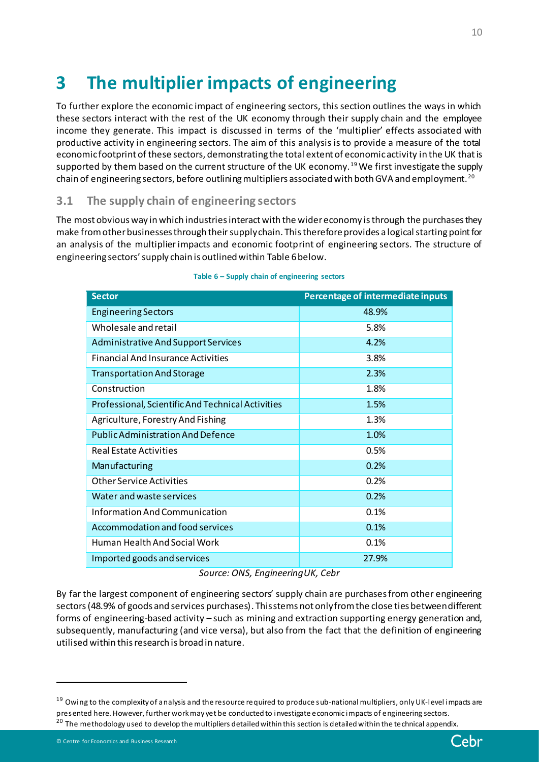# 3 The multiplier impacts of engineering

To further explore the economic impact of engineering sectors, this section outlines the ways in which these sectors interact with the rest of the UK economy through their supply chain and the employee income they generate. This impact is discussed in terms of the 'multiplier' effects associated with productive activity in engineering sectors. The aim of this analysis is to provide a measure of the total economic footprint of these sectors, demonstrating the total extent of economic activity in the UK that is supported by them based on the current structure of the UK economy.[19] We first investigate the supply chain of engineering sectors, before outlining multipliers associated with both GVA and employment.[20]

## 3.1 The supply chain of engineering sectors

The most obvious way in which industries interact with the wider economy is through the purchases they make from other businesses through their supply chain. This therefore provides a logical starting point for an analysis of the multiplier impacts and economic footprint of engineering sectors. The structure of engineering sectors' supply chain is outlined within Table 6 below.

**Table 6 – Supply chain of engineering sectors**

| Sector | Percentage of intermediate inputs |
|---|---|
| Engineering Sectors | 48.9% |
| Wholesale and retail | 5.8% |
| Administrative And Support Services | 4.2% |
| Financial And Insurance Activities | 3.8% |
| Transportation And Storage | 2.3% |
| Construction | 1.8% |
| Professional, Scientific And Technical Activities | 1.5% |
| Agriculture, Forestry And Fishing | 1.3% |
| Public Administration And Defence | 1.0% |
| Real Estate Activities | 0.5% |
| Manufacturing | 0.2% |
| Other Service Activities | 0.2% |
| Water and waste services | 0.2% |
| Information And Communication | 0.1% |
| Accommodation and food services | 0.1% |
| Human Health And Social Work | 0.1% |
| Imported goods and services | 27.9% |

*Source: ONS, EngineeringUK, Cebr*

By far the largest component of engineering sectors' supply chain are purchases from other engineering sectors (48.9% of goods and services purchases). This stems not only from the close ties between different forms of engineering-based activity – such as mining and extraction supporting energy generation and, subsequently, manufacturing (and vice versa), but also from the fact that the definition of engineering utilised within this research is broad in nature.

[19] Owing to the complexity of analysis and the resource required to produce sub-national multipliers, only UK-level impacts are presented here. However, further work may yet be conducted to investigate economic impacts of engineering sectors.

[20] The methodology used to develop the multipliers detailed within this section is detailed within the technical appendix.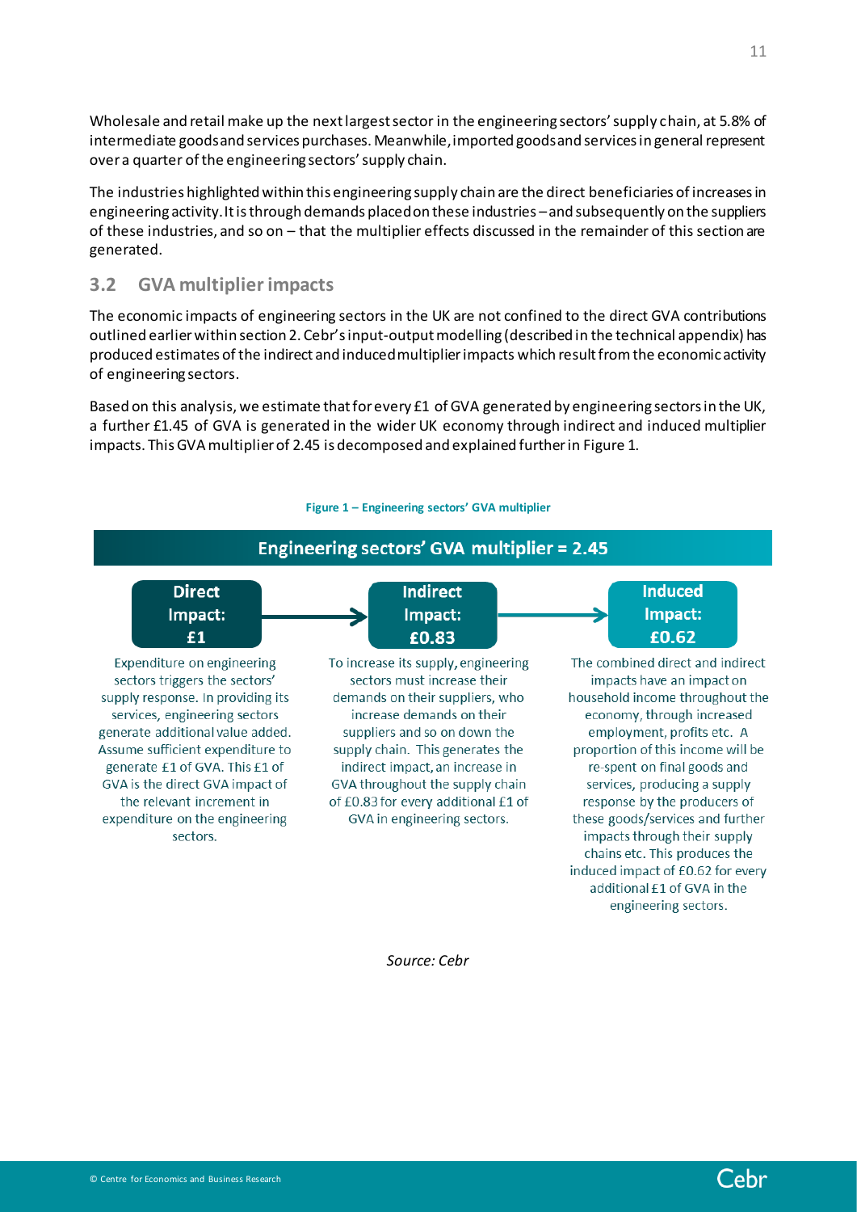Wholesale and retail make up the next largest sector in the engineering sectors' supply chain, at 5.8% of intermediate goods and services purchases. Meanwhile, imported goods and services in general represent over a quarter of the engineering sectors' supply chain.

The industries highlighted within this engineering supply chain are the direct beneficiaries of increases in engineering activity. It is through demands placed on these industries – and subsequently on the suppliers of these industries, and so on – that the multiplier effects discussed in the remainder of this section are generated.

## 3.2 GVA multiplier impacts

The economic impacts of engineering sectors in the UK are not confined to the direct GVA contributions outlined earlier within section 2. Cebr's input-output modelling (described in the technical appendix) has produced estimates of the indirect and induced multiplier impacts which result from the economic activity of engineering sectors.

Based on this analysis, we estimate that for every £1 of GVA generated by engineering sectors in the UK, a further £1.45 of GVA is generated in the wider UK economy through indirect and induced multiplier impacts. This GVA multiplier of 2.45 is decomposed and explained further in Figure 1.

**Figure 1 – Engineering sectors' GVA multiplier**

**Engineering sectors' GVA multiplier = 2.45**

**Direct Impact: £1**

Expenditure on engineering sectors triggers the sectors' supply response. In providing its services, engineering sectors generate additional value added. Assume sufficient expenditure to generate £1 of GVA. This £1 of GVA is the direct GVA impact of the relevant increment in expenditure on the engineering sectors.

**Indirect Impact: £0.83**

To increase its supply, engineering sectors must increase their demands on their suppliers, who increase demands on their suppliers and so on down the supply chain. This generates the indirect impact, an increase in GVA throughout the supply chain of £0.83 for every additional £1 of GVA in engineering sectors.

**Induced Impact: £0.62**

The combined direct and indirect impacts have an impact on household income throughout the economy, through increased employment, profits etc. A proportion of this income will be re-spent on final goods and services, producing a supply response by the producers of these goods/services and further impacts through their supply chains etc. This produces the induced impact of £0.62 for every additional £1 of GVA in the engineering sectors.

*Source: Cebr*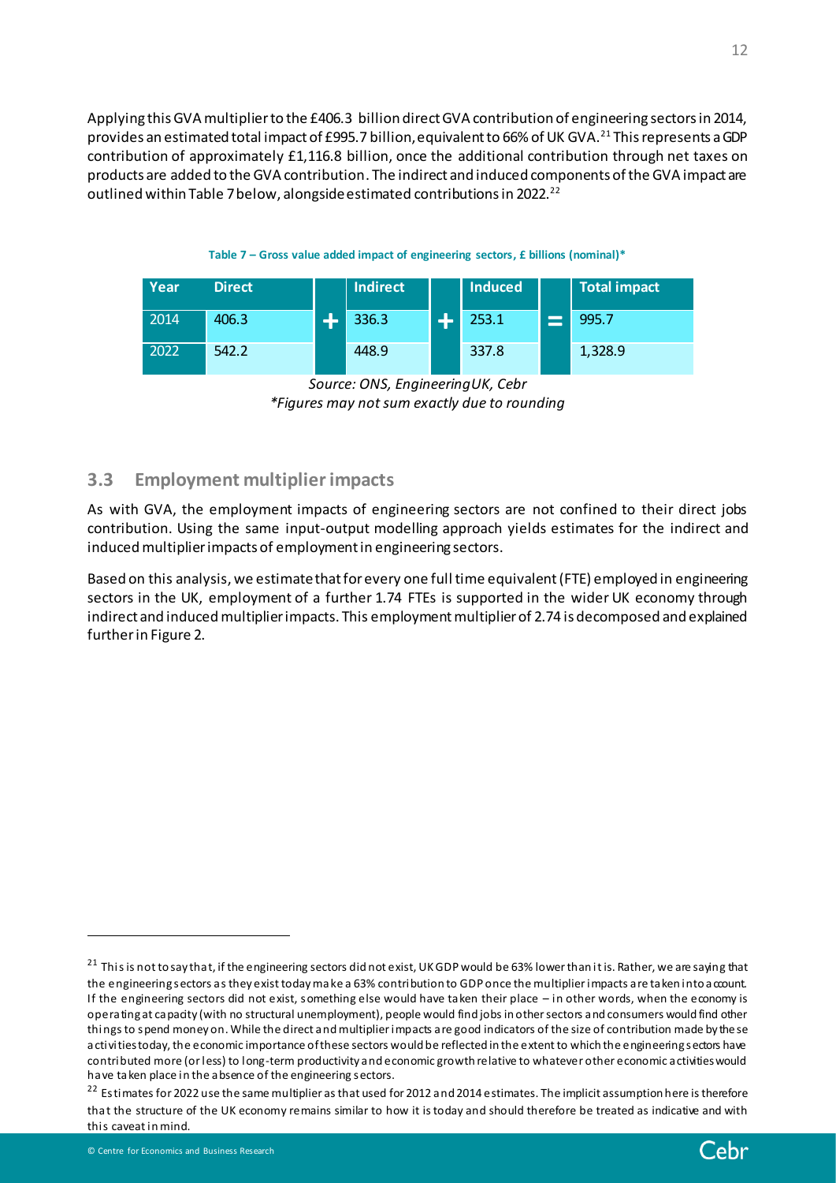Applying this GVA multiplier to the £406.3 billion direct GVA contribution of engineering sectors in 2014, provides an estimated total impact of £995.7 billion, equivalent to 66% of UK GVA.[21] This represents a GDP contribution of approximately £1,116.8 billion, once the additional contribution through net taxes on products are added to the GVA contribution. The indirect and induced components of the GVA impact are outlined within Table 7 below, alongside estimated contributions in 2022.[22]

**Table 7 – Gross value added impact of engineering sectors, £ billions (nominal)***

| Year | Direct | | Indirect | | Induced | | Total impact |
|---|---|---|---|---|---|---|---|
| 2014 | 406.3 | + | 336.3 | + | 253.1 | = | 995.7 |
| 2022 | 542.2 | | 448.9 | | 337.8 | | 1,328.9 |

*Source: ONS, EngineeringUK, Cebr*
**Figures may not sum exactly due to rounding*

## 3.3 Employment multiplier impacts

As with GVA, the employment impacts of engineering sectors are not confined to their direct jobs contribution. Using the same input-output modelling approach yields estimates for the indirect and induced multiplier impacts of employment in engineering sectors.

Based on this analysis, we estimate that for every one full time equivalent (FTE) employed in engineering sectors in the UK, employment of a further 1.74 FTEs is supported in the wider UK economy through indirect and induced multiplier impacts. This employment multiplier of 2.74 is decomposed and explained further in Figure 2.

---

[21] This is not to say that, if the engineering sectors did not exist, UK GDP would be 63% lower than it is. Rather, we are saying that the engineering sectors as they exist today make a 63% contribution to GDP once the multiplier impacts are taken into account. If the engineering sectors did not exist, something else would have taken their place – in other words, when the economy is operating at capacity (with no structural unemployment), people would find jobs in other sectors and consumers would find other things to spend money on. While the direct and multiplier impacts are good indicators of the size of contribution made by these activities today, the economic importance of these sectors would be reflected in the extent to which the engineering sectors have contributed more (or less) to long-term productivity and economic growth relative to whatever other economic activities would have taken place in the absence of the engineering sectors.

[22] Estimates for 2022 use the same multiplier as that used for 2012 and 2014 estimates. The implicit assumption here is therefore that the structure of the UK economy remains similar to how it is today and should therefore be treated as indicative and with this caveat in mind.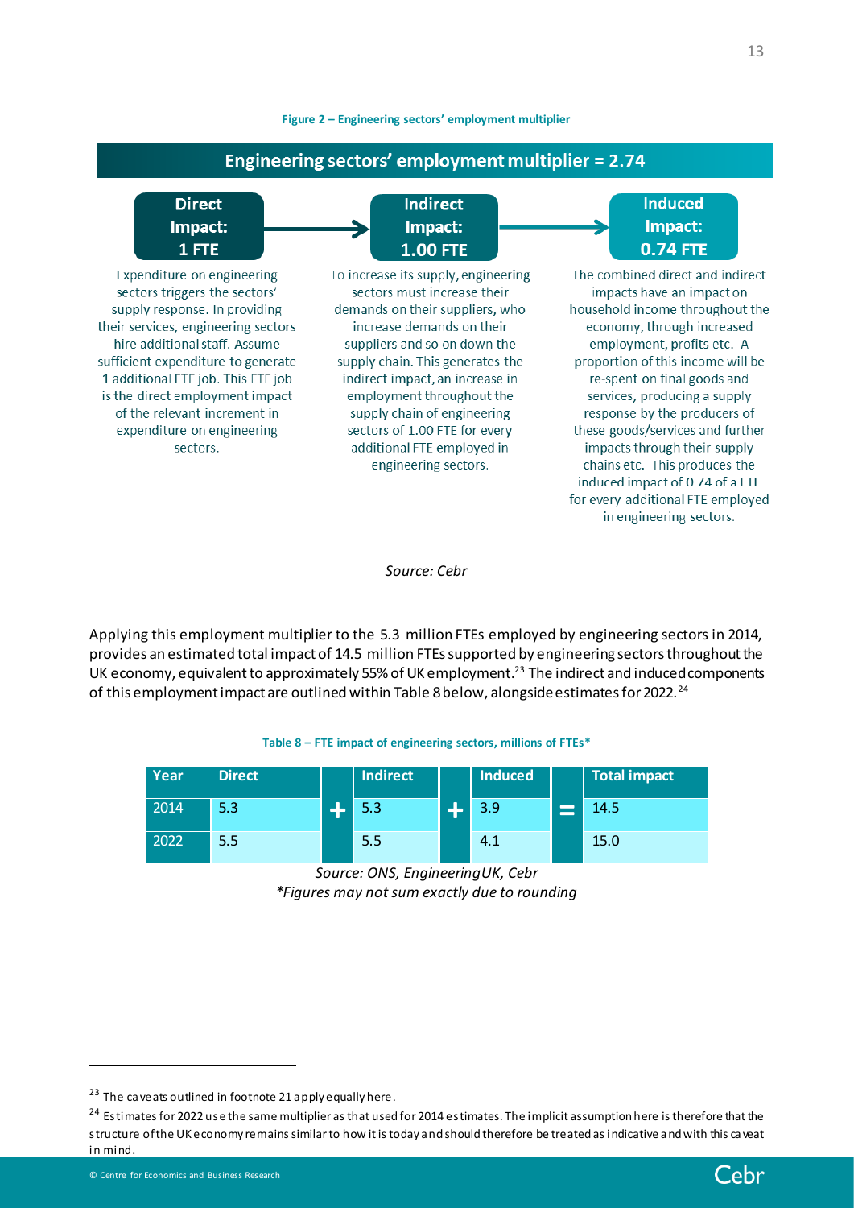**Figure 2 – Engineering sectors' employment multiplier**

## Engineering sectors' employment multiplier = 2.74

**Direct Impact: 1 FTE**

Expenditure on engineering sectors triggers the sectors' supply response. In providing their services, engineering sectors hire additional staff. Assume sufficient expenditure to generate 1 additional FTE job. This FTE job is the direct employment impact of the relevant increment in expenditure on engineering sectors.

**Indirect Impact: 1.00 FTE**

To increase its supply, engineering sectors must increase their demands on their suppliers, who increase demands on their suppliers and so on down the supply chain. This generates the indirect impact, an increase in employment throughout the supply chain of engineering sectors of 1.00 FTE for every additional FTE employed in engineering sectors.

**Induced Impact: 0.74 FTE**

The combined direct and indirect impacts have an impact on household income throughout the economy, through increased employment, profits etc. A proportion of this income will be re-spent on final goods and services, producing a supply response by the producers of these goods/services and further impacts through their supply chains etc. This produces the induced impact of 0.74 of a FTE for every additional FTE employed in engineering sectors.

*Source: Cebr*

Applying this employment multiplier to the 5.3 million FTEs employed by engineering sectors in 2014, provides an estimated total impact of 14.5 million FTEs supported by engineering sectors throughout the UK economy, equivalent to approximately 55% of UK employment.[23] The indirect and induced components of this employment impact are outlined within Table 8 below, alongside estimates for 2022.[24]

**Table 8 – FTE impact of engineering sectors, millions of FTEs***

| Year | Direct | | Indirect | | Induced | | Total impact |
|---|---|---|---|---|---|---|---|
| 2014 | 5.3 | + | 5.3 | + | 3.9 | = | 14.5 |
| 2022 | 5.5 | | 5.5 | | 4.1 | | 15.0 |

*Source: ONS, Engineering UK, Cebr*
*Figures may not sum exactly due to rounding*

[23] The caveats outlined in footnote 21 apply equally here.

[24] Estimates for 2022 use the same multiplier as that used for 2014 estimates. The implicit assumption here is therefore that the structure of the UK economy remains similar to how it is today and should therefore be treated as indicative and with this caveat in mind.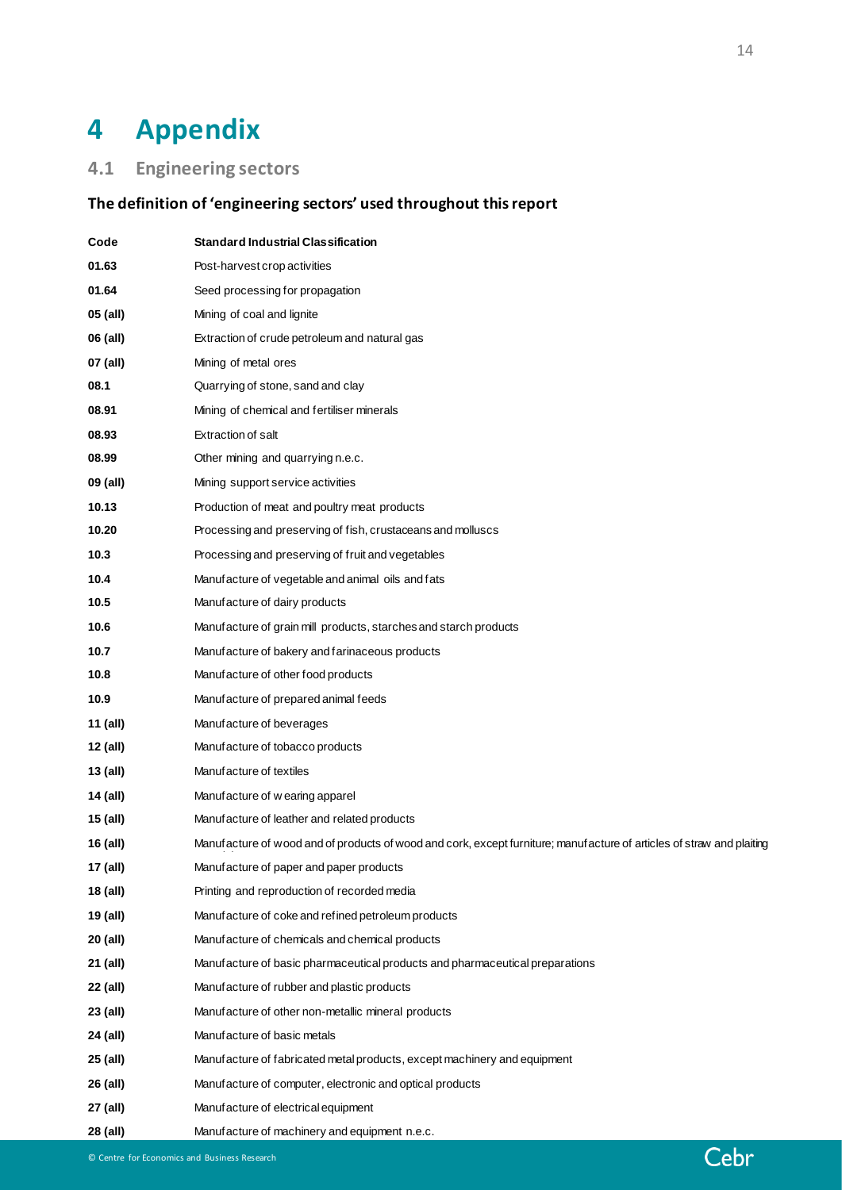# 4 Appendix

## 4.1 Engineering sectors

### The definition of 'engineering sectors' used throughout this report

| Code | Standard Industrial Classification |
|---|---|
| 01.63 | Post-harvest crop activities |
| 01.64 | Seed processing for propagation |
| 05 (all) | Mining of coal and lignite |
| 06 (all) | Extraction of crude petroleum and natural gas |
| 07 (all) | Mining of metal ores |
| 08.1 | Quarrying of stone, sand and clay |
| 08.91 | Mining of chemical and fertiliser minerals |
| 08.93 | Extraction of salt |
| 08.99 | Other mining and quarrying n.e.c. |
| 09 (all) | Mining support service activities |
| 10.13 | Production of meat and poultry meat products |
| 10.20 | Processing and preserving of fish, crustaceans and molluscs |
| 10.3 | Processing and preserving of fruit and vegetables |
| 10.4 | Manufacture of vegetable and animal oils and fats |
| 10.5 | Manufacture of dairy products |
| 10.6 | Manufacture of grain mill products, starches and starch products |
| 10.7 | Manufacture of bakery and farinaceous products |
| 10.8 | Manufacture of other food products |
| 10.9 | Manufacture of prepared animal feeds |
| 11 (all) | Manufacture of beverages |
| 12 (all) | Manufacture of tobacco products |
| 13 (all) | Manufacture of textiles |
| 14 (all) | Manufacture of wearing apparel |
| 15 (all) | Manufacture of leather and related products |
| 16 (all) | Manufacture of wood and of products of wood and cork, except furniture; manufacture of articles of straw and plaiting |
| 17 (all) | Manufacture of paper and paper products |
| 18 (all) | Printing and reproduction of recorded media |
| 19 (all) | Manufacture of coke and refined petroleum products |
| 20 (all) | Manufacture of chemicals and chemical products |
| 21 (all) | Manufacture of basic pharmaceutical products and pharmaceutical preparations |
| 22 (all) | Manufacture of rubber and plastic products |
| 23 (all) | Manufacture of other non-metallic mineral products |
| 24 (all) | Manufacture of basic metals |
| 25 (all) | Manufacture of fabricated metal products, except machinery and equipment |
| 26 (all) | Manufacture of computer, electronic and optical products |
| 27 (all) | Manufacture of electrical equipment |
| 28 (all) | Manufacture of machinery and equipment n.e.c. |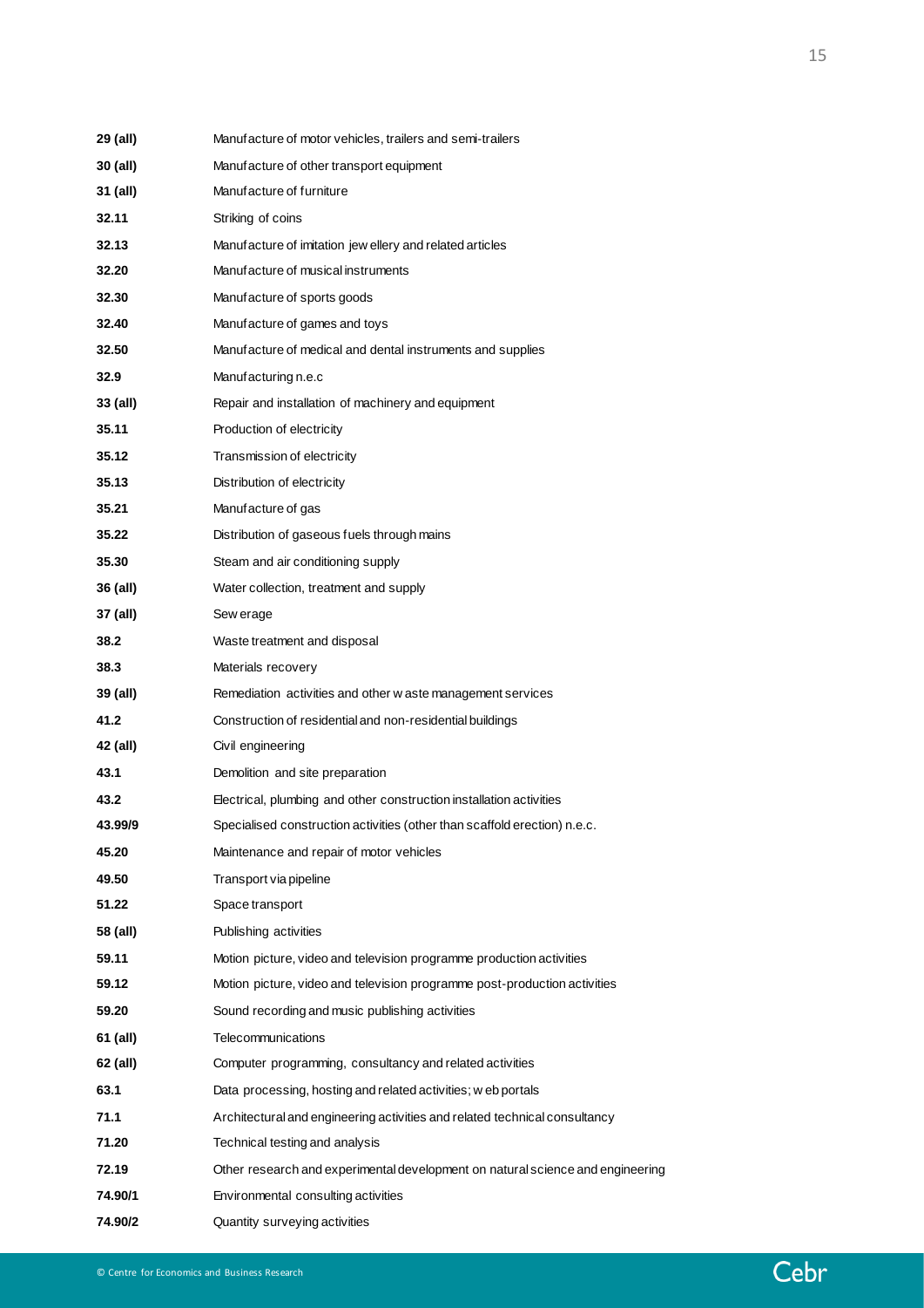| | |
|---|---|
| **29 (all)** | Manufacture of motor vehicles, trailers and semi-trailers |
| **30 (all)** | Manufacture of other transport equipment |
| **31 (all)** | Manufacture of furniture |
| **32.11** | Striking of coins |
| **32.13** | Manufacture of imitation jewellery and related articles |
| **32.20** | Manufacture of musical instruments |
| **32.30** | Manufacture of sports goods |
| **32.40** | Manufacture of games and toys |
| **32.50** | Manufacture of medical and dental instruments and supplies |
| **32.9** | Manufacturing n.e.c |
| **33 (all)** | Repair and installation of machinery and equipment |
| **35.11** | Production of electricity |
| **35.12** | Transmission of electricity |
| **35.13** | Distribution of electricity |
| **35.21** | Manufacture of gas |
| **35.22** | Distribution of gaseous fuels through mains |
| **35.30** | Steam and air conditioning supply |
| **36 (all)** | Water collection, treatment and supply |
| **37 (all)** | Sewerage |
| **38.2** | Waste treatment and disposal |
| **38.3** | Materials recovery |
| **39 (all)** | Remediation activities and other waste management services |
| **41.2** | Construction of residential and non-residential buildings |
| **42 (all)** | Civil engineering |
| **43.1** | Demolition and site preparation |
| **43.2** | Electrical, plumbing and other construction installation activities |
| **43.99/9** | Specialised construction activities (other than scaffold erection) n.e.c. |
| **45.20** | Maintenance and repair of motor vehicles |
| **49.50** | Transport via pipeline |
| **51.22** | Space transport |
| **58 (all)** | Publishing activities |
| **59.11** | Motion picture, video and television programme production activities |
| **59.12** | Motion picture, video and television programme post-production activities |
| **59.20** | Sound recording and music publishing activities |
| **61 (all)** | Telecommunications |
| **62 (all)** | Computer programming, consultancy and related activities |
| **63.1** | Data processing, hosting and related activities; web portals |
| **71.1** | Architectural and engineering activities and related technical consultancy |
| **71.20** | Technical testing and analysis |
| **72.19** | Other research and experimental development on natural science and engineering |
| **74.90/1** | Environmental consulting activities |
| **74.90/2** | Quantity surveying activities |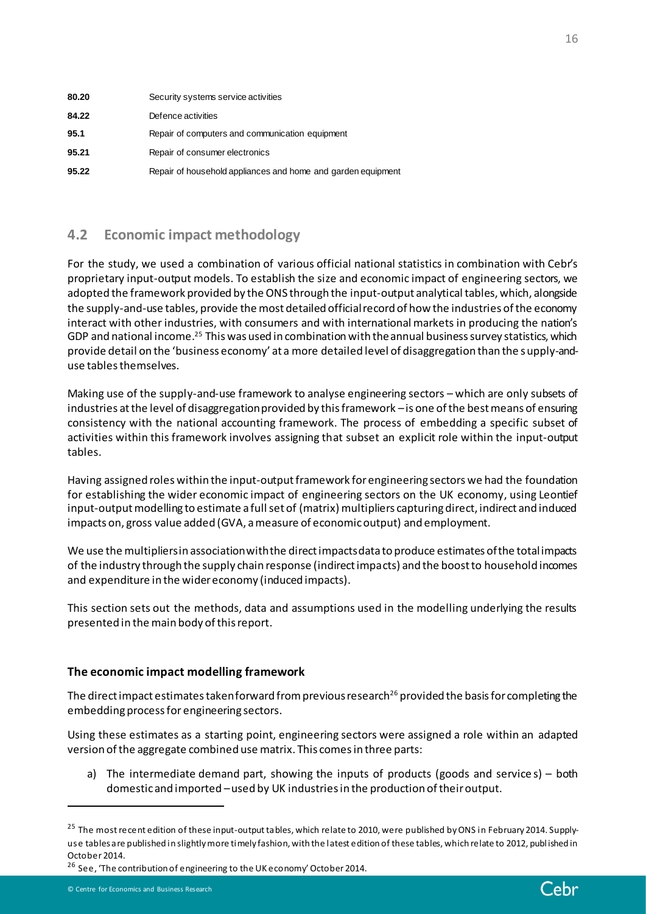| | |
|---|---|
| **80.20** | Security systems service activities |
| **84.22** | Defence activities |
| **95.1** | Repair of computers and communication equipment |
| **95.21** | Repair of consumer electronics |
| **95.22** | Repair of household appliances and home and garden equipment |

## 4.2 Economic impact methodology

For the study, we used a combination of various official national statistics in combination with Cebr's proprietary input-output models. To establish the size and economic impact of engineering sectors, we adopted the framework provided by the ONS through the input-output analytical tables, which, alongside the supply-and-use tables, provide the most detailed official record of how the industries of the economy interact with other industries, with consumers and with international markets in producing the nation's GDP and national income.[25] This was used in combination with the annual business survey statistics, which provide detail on the 'business economy' at a more detailed level of disaggregation than the supply-and-use tables themselves.

Making use of the supply-and-use framework to analyse engineering sectors – which are only subsets of industries at the level of disaggregation provided by this framework – is one of the best means of ensuring consistency with the national accounting framework. The process of embedding a specific subset of activities within this framework involves assigning that subset an explicit role within the input-output tables.

Having assigned roles within the input-output framework for engineering sectors we had the foundation for establishing the wider economic impact of engineering sectors on the UK economy, using Leontief input-output modelling to estimate a full set of (matrix) multipliers capturing direct, indirect and induced impacts on, gross value added (GVA, a measure of economic output) and employment.

We use the multipliers in association with the direct impacts data to produce estimates of the total impacts of the industry through the supply chain response (indirect impacts) and the boost to household incomes and expenditure in the wider economy (induced impacts).

This section sets out the methods, data and assumptions used in the modelling underlying the results presented in the main body of this report.

### The economic impact modelling framework

The direct impact estimates taken forward from previous research[26] provided the basis for completing the embedding process for engineering sectors.

Using these estimates as a starting point, engineering sectors were assigned a role within an adapted version of the aggregate combined use matrix. This comes in three parts:

a) The intermediate demand part, showing the inputs of products (goods and services) – both domestic and imported – used by UK industries in the production of their output.

[25] The most recent edition of these input-output tables, which relate to 2010, were published by ONS in February 2014. Supply-use tables are published in slightly more timely fashion, with the latest edition of these tables, which relate to 2012, published in October 2014.

[26] See, 'The contribution of engineering to the UK economy' October 2014.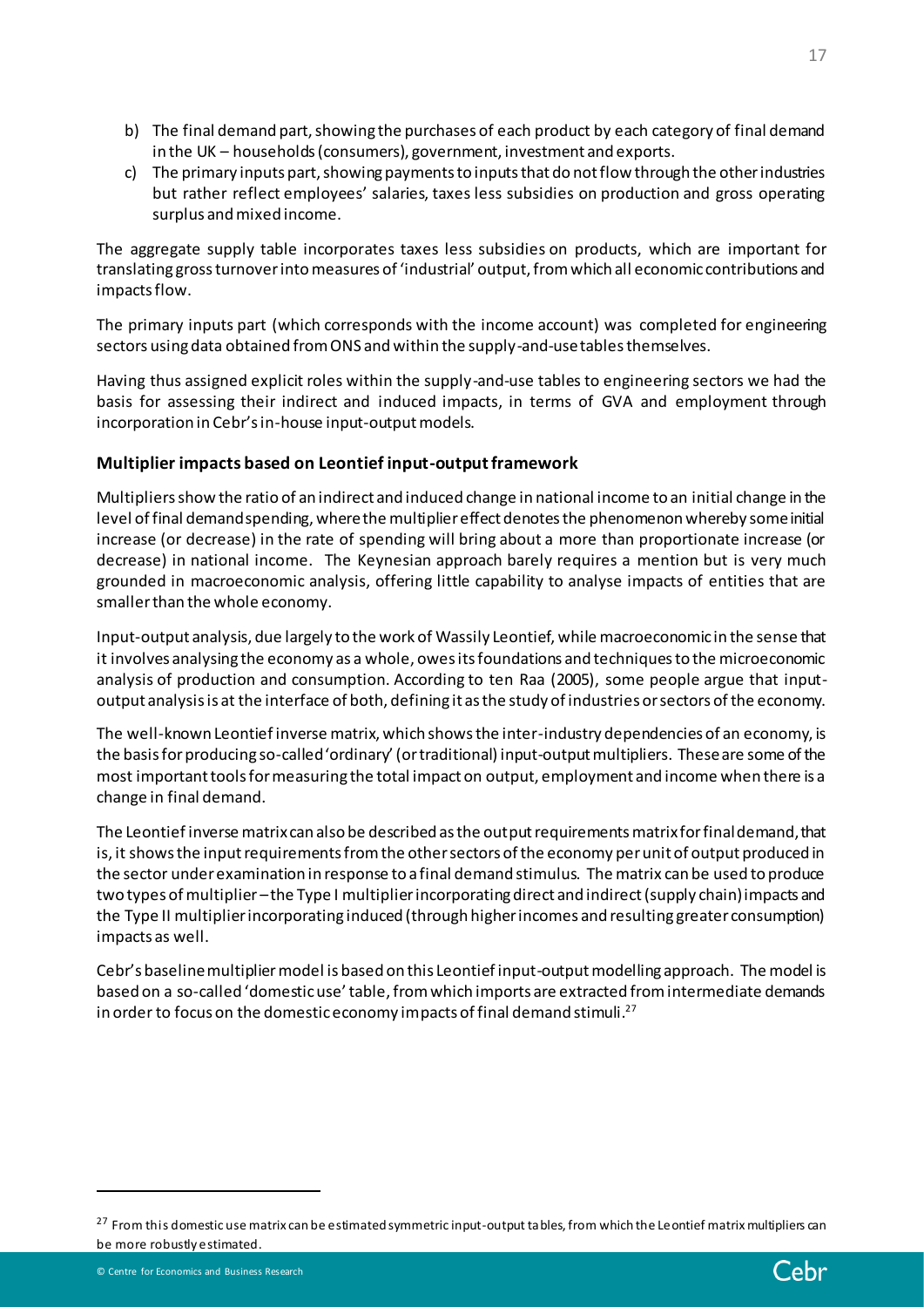b) The final demand part, showing the purchases of each product by each category of final demand in the UK – households (consumers), government, investment and exports.
c) The primary inputs part, showing payments to inputs that do not flow through the other industries but rather reflect employees' salaries, taxes less subsidies on production and gross operating surplus and mixed income.

The aggregate supply table incorporates taxes less subsidies on products, which are important for translating gross turnover into measures of 'industrial' output, from which all economic contributions and impacts flow.

The primary inputs part (which corresponds with the income account) was completed for engineering sectors using data obtained from ONS and within the supply-and-use tables themselves.

Having thus assigned explicit roles within the supply-and-use tables to engineering sectors we had the basis for assessing their indirect and induced impacts, in terms of GVA and employment through incorporation in Cebr's in-house input-output models.

### Multiplier impacts based on Leontief input-output framework

Multipliers show the ratio of an indirect and induced change in national income to an initial change in the level of final demand spending, where the multiplier effect denotes the phenomenon whereby some initial increase (or decrease) in the rate of spending will bring about a more than proportionate increase (or decrease) in national income. The Keynesian approach barely requires a mention but is very much grounded in macroeconomic analysis, offering little capability to analyse impacts of entities that are smaller than the whole economy.

Input-output analysis, due largely to the work of Wassily Leontief, while macroeconomic in the sense that it involves analysing the economy as a whole, owes its foundations and techniques to the microeconomic analysis of production and consumption. According to ten Raa (2005), some people argue that input-output analysis is at the interface of both, defining it as the study of industries or sectors of the economy.

The well-known Leontief inverse matrix, which shows the inter-industry dependencies of an economy, is the basis for producing so-called 'ordinary' (or traditional) input-output multipliers. These are some of the most important tools for measuring the total impact on output, employment and income when there is a change in final demand.

The Leontief inverse matrix can also be described as the output requirements matrix for final demand, that is, it shows the input requirements from the other sectors of the economy per unit of output produced in the sector under examination in response to a final demand stimulus. The matrix can be used to produce two types of multiplier – the Type I multiplier incorporating direct and indirect (supply chain) impacts and the Type II multiplier incorporating induced (through higher incomes and resulting greater consumption) impacts as well.

Cebr's baseline multiplier model is based on this Leontief input-output modelling approach. The model is based on a so-called 'domestic use' table, from which imports are extracted from intermediate demands in order to focus on the domestic economy impacts of final demand stimuli.[27]

[27] From this domestic use matrix can be estimated symmetric input-output tables, from which the Leontief matrix multipliers can be more robustly estimated.